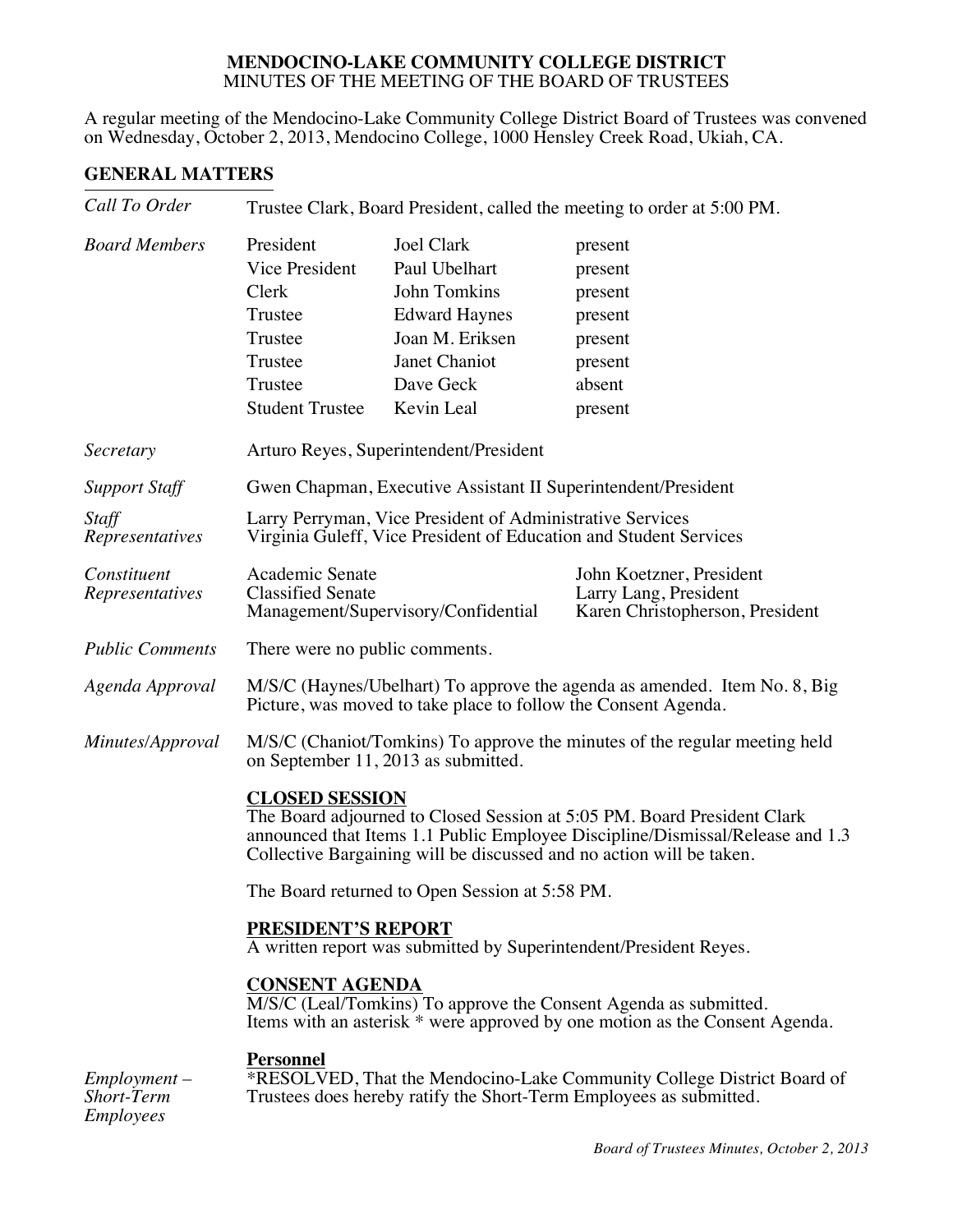**MENDOCINO-LAKE COMMUNITY COLLEGE DISTRICT**
MINUTES OF THE MEETING OF THE BOARD OF TRUSTEES

A regular meeting of the Mendocino-Lake Community College District Board of Trustees was convened on Wednesday, October 2, 2013, Mendocino College, 1000 Hensley Creek Road, Ukiah, CA.

## GENERAL MATTERS

*Call To Order* — Trustee Clark, Board President, called the meeting to order at 5:00 PM.

*Board Members*

| | | |
|---|---|---|
| President | Joel Clark | present |
| Vice President | Paul Ubelhart | present |
| Clerk | John Tomkins | present |
| Trustee | Edward Haynes | present |
| Trustee | Joan M. Eriksen | present |
| Trustee | Janet Chaniot | present |
| Trustee | Dave Geck | absent |
| Student Trustee | Kevin Leal | present |

*Secretary* — Arturo Reyes, Superintendent/President

*Support Staff* — Gwen Chapman, Executive Assistant II Superintendent/President

*Staff Representatives* — Larry Perryman, Vice President of Administrative Services
Virginia Guleff, Vice President of Education and Student Services

*Constituent Representatives*

| | |
|---|---|
| Academic Senate | John Koetzner, President |
| Classified Senate | Larry Lang, President |
| Management/Supervisory/Confidential | Karen Christopherson, President |

*Public Comments* — There were no public comments.

*Agenda Approval* — M/S/C (Haynes/Ubelhart) To approve the agenda as amended. Item No. 8, Big Picture, was moved to take place to follow the Consent Agenda.

*Minutes/Approval* — M/S/C (Chaniot/Tomkins) To approve the minutes of the regular meeting held on September 11, 2013 as submitted.

**CLOSED SESSION**
The Board adjourned to Closed Session at 5:05 PM. Board President Clark announced that Items 1.1 Public Employee Discipline/Dismissal/Release and 1.3 Collective Bargaining will be discussed and no action will be taken.

The Board returned to Open Session at 5:58 PM.

**PRESIDENT'S REPORT**
A written report was submitted by Superintendent/President Reyes.

**CONSENT AGENDA**
M/S/C (Leal/Tomkins) To approve the Consent Agenda as submitted.
Items with an asterisk * were approved by one motion as the Consent Agenda.

**Personnel**

*Employment – Short-Term Employees* — *RESOLVED, That the Mendocino-Lake Community College District Board of Trustees does hereby ratify the Short-Term Employees as submitted.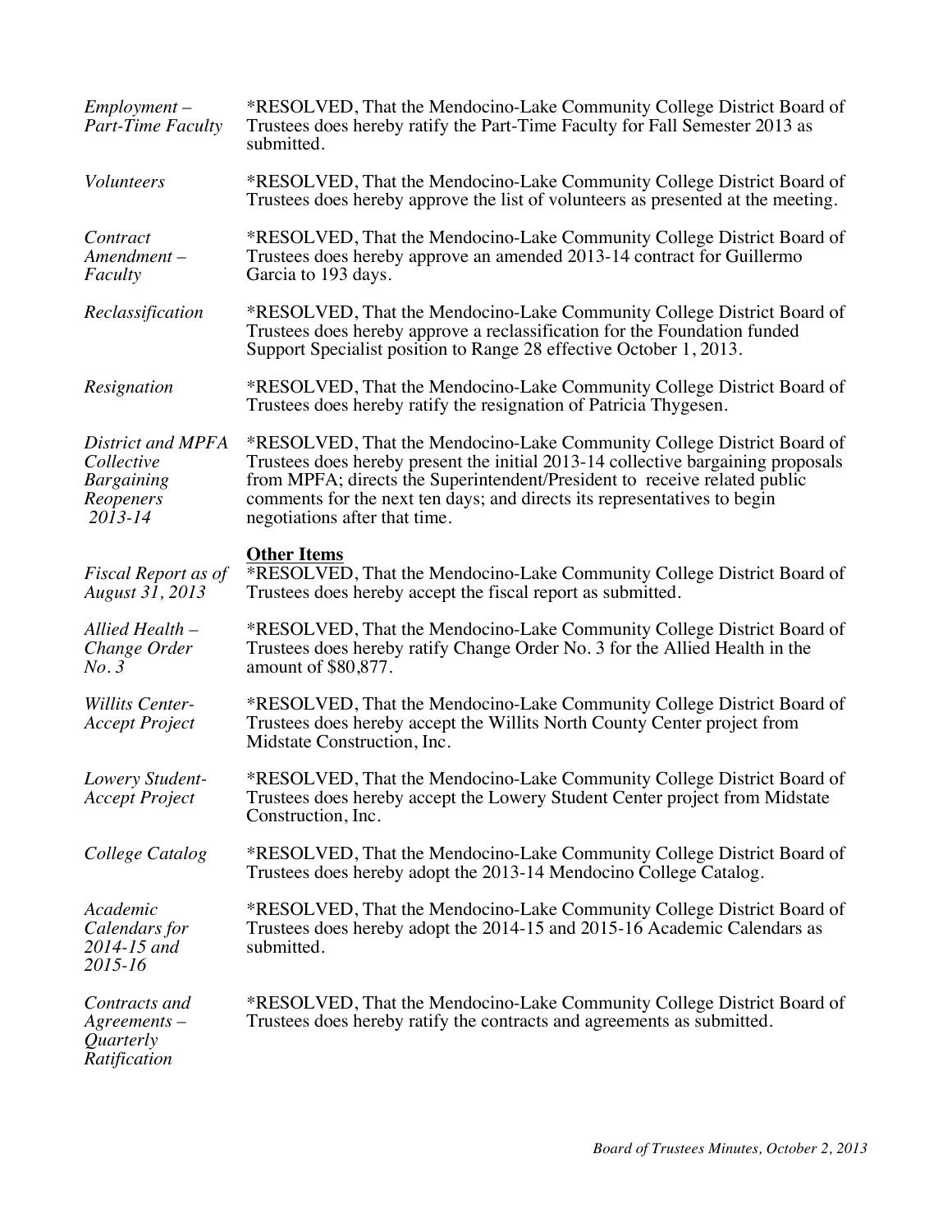*Employment – Part-Time Faculty*

*RESOLVED, That the Mendocino-Lake Community College District Board of Trustees does hereby ratify the Part-Time Faculty for Fall Semester 2013 as submitted.

*Volunteers*

*RESOLVED, That the Mendocino-Lake Community College District Board of Trustees does hereby approve the list of volunteers as presented at the meeting.

*Contract Amendment – Faculty*

*RESOLVED, That the Mendocino-Lake Community College District Board of Trustees does hereby approve an amended 2013-14 contract for Guillermo Garcia to 193 days.

*Reclassification*

*RESOLVED, That the Mendocino-Lake Community College District Board of Trustees does hereby approve a reclassification for the Foundation funded Support Specialist position to Range 28 effective October 1, 2013.

*Resignation*

*RESOLVED, That the Mendocino-Lake Community College District Board of Trustees does hereby ratify the resignation of Patricia Thygesen.

*District and MPFA Collective Bargaining Reopeners 2013-14*

*RESOLVED, That the Mendocino-Lake Community College District Board of Trustees does hereby present the initial 2013-14 collective bargaining proposals from MPFA; directs the Superintendent/President to receive related public comments for the next ten days; and directs its representatives to begin negotiations after that time.

**Other Items**

*Fiscal Report as of August 31, 2013*

*RESOLVED, That the Mendocino-Lake Community College District Board of Trustees does hereby accept the fiscal report as submitted.

*Allied Health – Change Order No. 3*

*RESOLVED, That the Mendocino-Lake Community College District Board of Trustees does hereby ratify Change Order No. 3 for the Allied Health in the amount of $80,877.

*Willits Center-Accept Project*

*RESOLVED, That the Mendocino-Lake Community College District Board of Trustees does hereby accept the Willits North County Center project from Midstate Construction, Inc.

*Lowery Student-Accept Project*

*RESOLVED, That the Mendocino-Lake Community College District Board of Trustees does hereby accept the Lowery Student Center project from Midstate Construction, Inc.

*College Catalog*

*RESOLVED, That the Mendocino-Lake Community College District Board of Trustees does hereby adopt the 2013-14 Mendocino College Catalog.

*Academic Calendars for 2014-15 and 2015-16*

*RESOLVED, That the Mendocino-Lake Community College District Board of Trustees does hereby adopt the 2014-15 and 2015-16 Academic Calendars as submitted.

*Contracts and Agreements – Quarterly Ratification*

*RESOLVED, That the Mendocino-Lake Community College District Board of Trustees does hereby ratify the contracts and agreements as submitted.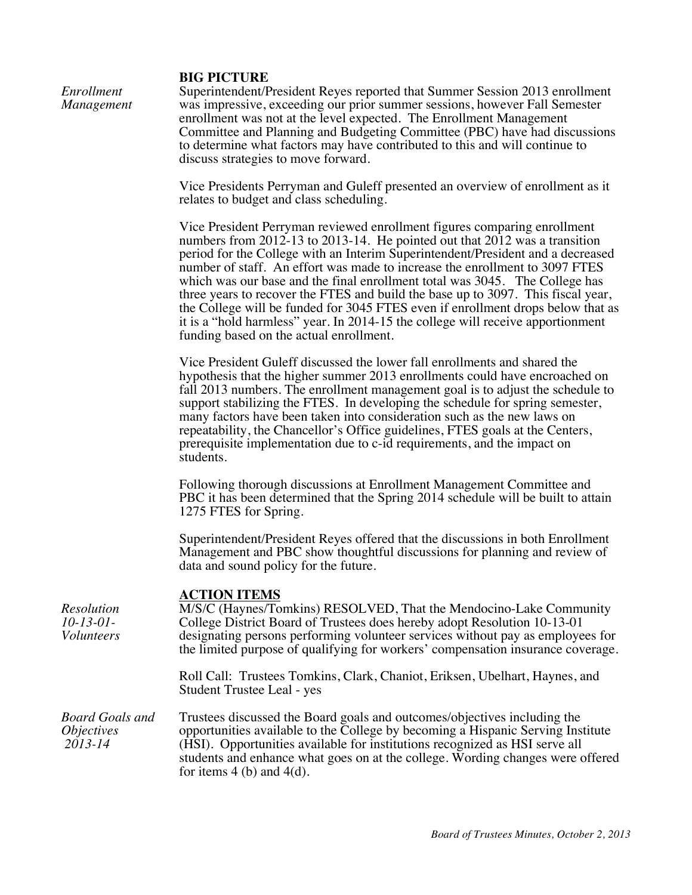## BIG PICTURE

*Enrollment Management*

Superintendent/President Reyes reported that Summer Session 2013 enrollment was impressive, exceeding our prior summer sessions, however Fall Semester enrollment was not at the level expected. The Enrollment Management Committee and Planning and Budgeting Committee (PBC) have had discussions to determine what factors may have contributed to this and will continue to discuss strategies to move forward.

Vice Presidents Perryman and Guleff presented an overview of enrollment as it relates to budget and class scheduling.

Vice President Perryman reviewed enrollment figures comparing enrollment numbers from 2012-13 to 2013-14. He pointed out that 2012 was a transition period for the College with an Interim Superintendent/President and a decreased number of staff. An effort was made to increase the enrollment to 3097 FTES which was our base and the final enrollment total was 3045. The College has three years to recover the FTES and build the base up to 3097. This fiscal year, the College will be funded for 3045 FTES even if enrollment drops below that as it is a "hold harmless" year. In 2014-15 the college will receive apportionment funding based on the actual enrollment.

Vice President Guleff discussed the lower fall enrollments and shared the hypothesis that the higher summer 2013 enrollments could have encroached on fall 2013 numbers. The enrollment management goal is to adjust the schedule to support stabilizing the FTES. In developing the schedule for spring semester, many factors have been taken into consideration such as the new laws on repeatability, the Chancellor's Office guidelines, FTES goals at the Centers, prerequisite implementation due to c-id requirements, and the impact on students.

Following thorough discussions at Enrollment Management Committee and PBC it has been determined that the Spring 2014 schedule will be built to attain 1275 FTES for Spring.

Superintendent/President Reyes offered that the discussions in both Enrollment Management and PBC show thoughtful discussions for planning and review of data and sound policy for the future.

## ACTION ITEMS

*Resolution 10-13-01- Volunteers*

M/S/C (Haynes/Tomkins) RESOLVED, That the Mendocino-Lake Community College District Board of Trustees does hereby adopt Resolution 10-13-01 designating persons performing volunteer services without pay as employees for the limited purpose of qualifying for workers' compensation insurance coverage.

Roll Call: Trustees Tomkins, Clark, Chaniot, Eriksen, Ubelhart, Haynes, and Student Trustee Leal - yes

*Board Goals and Objectives 2013-14*

Trustees discussed the Board goals and outcomes/objectives including the opportunities available to the College by becoming a Hispanic Serving Institute (HSI). Opportunities available for institutions recognized as HSI serve all students and enhance what goes on at the college. Wording changes were offered for items 4 (b) and 4(d).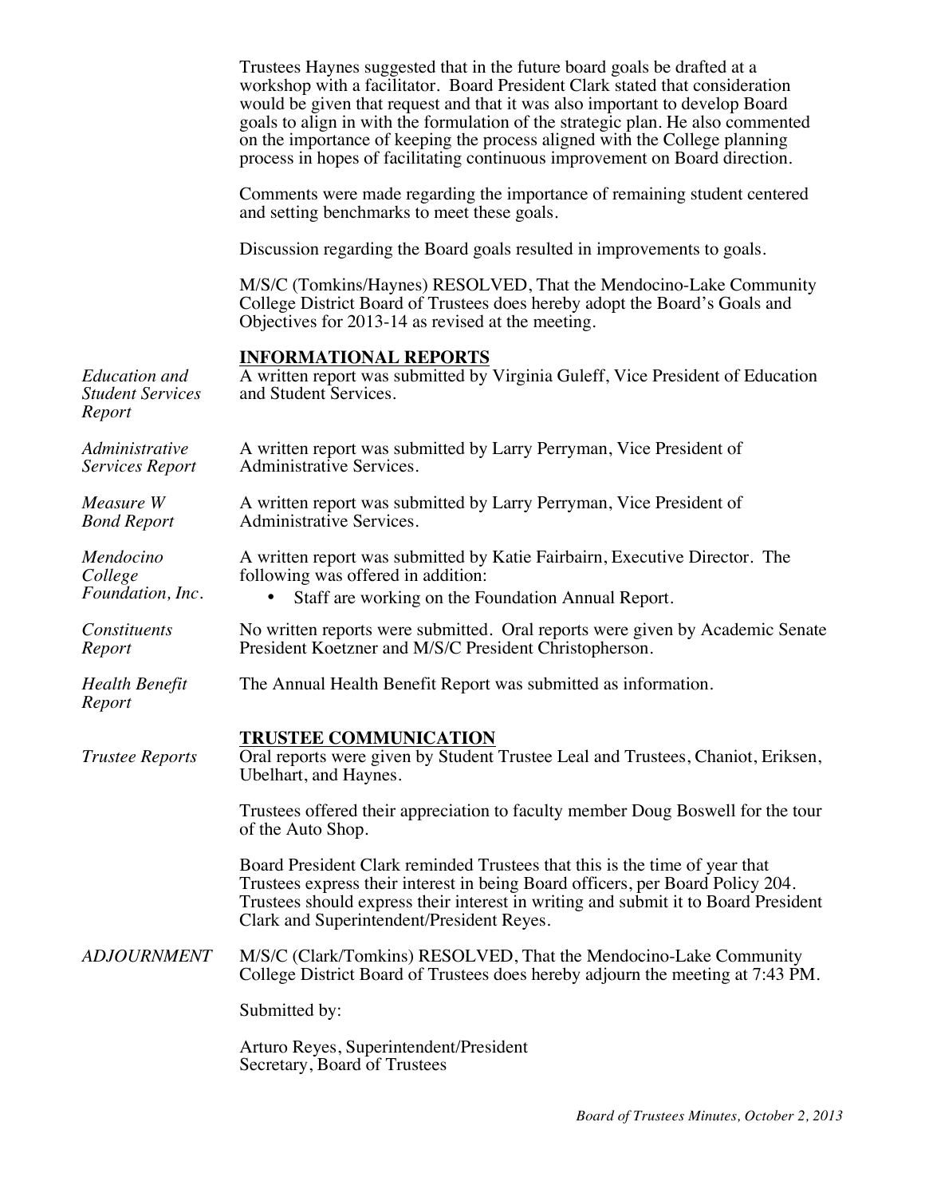Trustees Haynes suggested that in the future board goals be drafted at a workshop with a facilitator. Board President Clark stated that consideration would be given that request and that it was also important to develop Board goals to align in with the formulation of the strategic plan. He also commented on the importance of keeping the process aligned with the College planning process in hopes of facilitating continuous improvement on Board direction.

Comments were made regarding the importance of remaining student centered and setting benchmarks to meet these goals.

Discussion regarding the Board goals resulted in improvements to goals.

M/S/C (Tomkins/Haynes) RESOLVED, That the Mendocino-Lake Community College District Board of Trustees does hereby adopt the Board's Goals and Objectives for 2013-14 as revised at the meeting.

## INFORMATIONAL REPORTS

*Education and Student Services Report*

A written report was submitted by Virginia Guleff, Vice President of Education and Student Services.

*Administrative Services Report*

A written report was submitted by Larry Perryman, Vice President of Administrative Services.

*Measure W Bond Report*

A written report was submitted by Larry Perryman, Vice President of Administrative Services.

*Mendocino College Foundation, Inc.*

A written report was submitted by Katie Fairbairn, Executive Director. The following was offered in addition:

- Staff are working on the Foundation Annual Report.

*Constituents Report*

No written reports were submitted. Oral reports were given by Academic Senate President Koetzner and M/S/C President Christopherson.

*Health Benefit Report*

The Annual Health Benefit Report was submitted as information.

## TRUSTEE COMMUNICATION

*Trustee Reports*

Oral reports were given by Student Trustee Leal and Trustees, Chaniot, Eriksen, Ubelhart, and Haynes.

Trustees offered their appreciation to faculty member Doug Boswell for the tour of the Auto Shop.

Board President Clark reminded Trustees that this is the time of year that Trustees express their interest in being Board officers, per Board Policy 204. Trustees should express their interest in writing and submit it to Board President Clark and Superintendent/President Reyes.

*ADJOURNMENT*

M/S/C (Clark/Tomkins) RESOLVED, That the Mendocino-Lake Community College District Board of Trustees does hereby adjourn the meeting at 7:43 PM.

Submitted by:

Arturo Reyes, Superintendent/President
Secretary, Board of Trustees